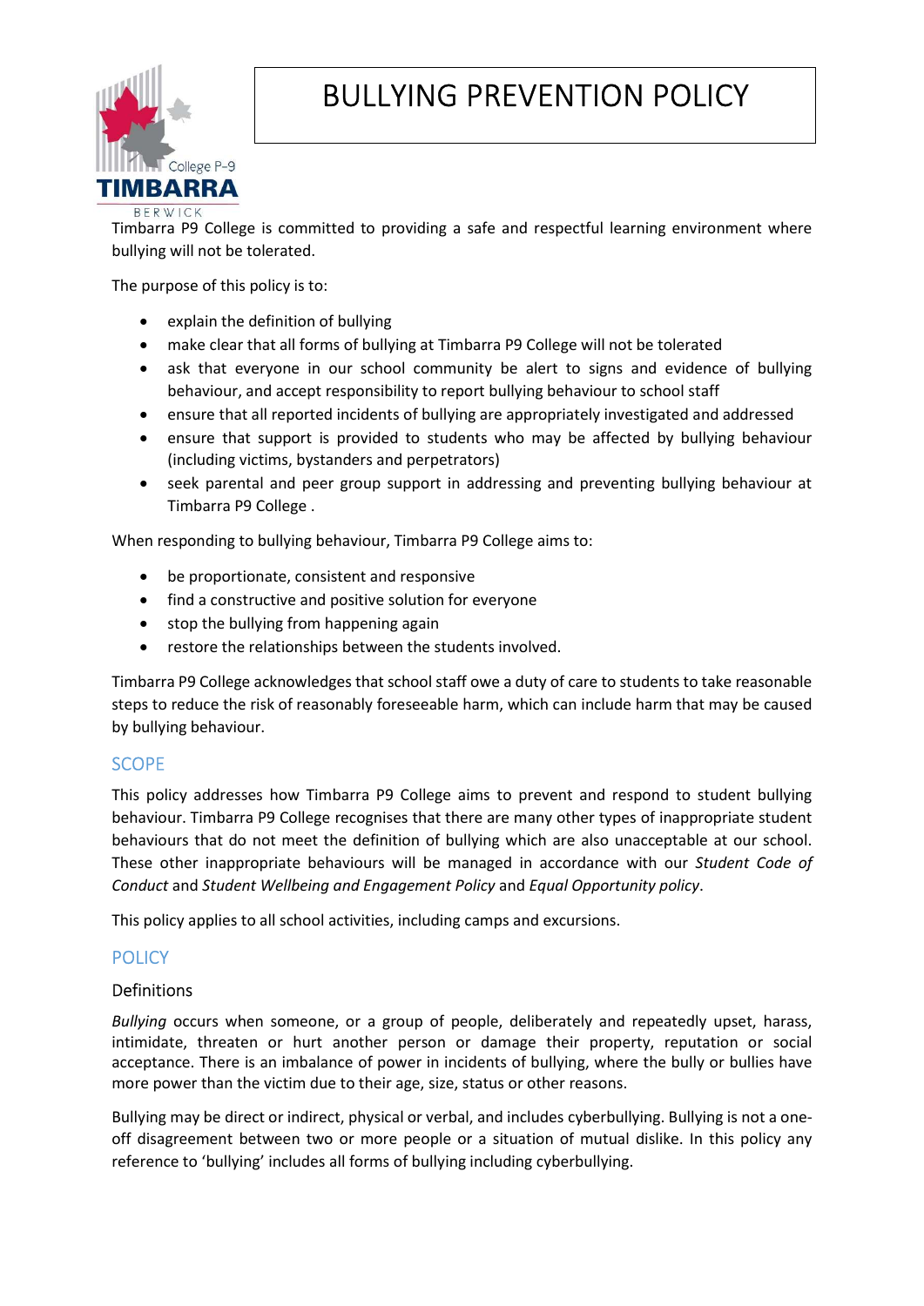# BULLYING PREVENTION POLICY

Timbarra P9 College is committed to providing a safe and respectful learning environment where bullying will not be tolerated.

The purpose of this policy is to:

- explain the definition of bullying
- make clear that all forms of bullying at Timbarra P9 College will not be tolerated
- ask that everyone in our school community be alert to signs and evidence of bullying behaviour, and accept responsibility to report bullying behaviour to school staff
- ensure that all reported incidents of bullying are appropriately investigated and addressed
- ensure that support is provided to students who may be affected by bullying behaviour (including victims, bystanders and perpetrators)
- seek parental and peer group support in addressing and preventing bullying behaviour at Timbarra P9 College .

When responding to bullying behaviour, Timbarra P9 College aims to:

- be proportionate, consistent and responsive
- find a constructive and positive solution for everyone
- stop the bullying from happening again
- restore the relationships between the students involved.

Timbarra P9 College acknowledges that school staff owe a duty of care to students to take reasonable steps to reduce the risk of reasonably foreseeable harm, which can include harm that may be caused by bullying behaviour.

## SCOPE

This policy addresses how Timbarra P9 College aims to prevent and respond to student bullying behaviour. Timbarra P9 College recognises that there are many other types of inappropriate student behaviours that do not meet the definition of bullying which are also unacceptable at our school. These other inappropriate behaviours will be managed in accordance with our *Student Code of Conduct* and *Student Wellbeing and Engagement Policy* and *Equal Opportunity policy*.

This policy applies to all school activities, including camps and excursions.

## POLICY

### Definitions

*Bullying* occurs when someone, or a group of people, deliberately and repeatedly upset, harass, intimidate, threaten or hurt another person or damage their property, reputation or social acceptance. There is an imbalance of power in incidents of bullying, where the bully or bullies have more power than the victim due to their age, size, status or other reasons.

Bullying may be direct or indirect, physical or verbal, and includes cyberbullying. Bullying is not a one-off disagreement between two or more people or a situation of mutual dislike. In this policy any reference to 'bullying' includes all forms of bullying including cyberbullying.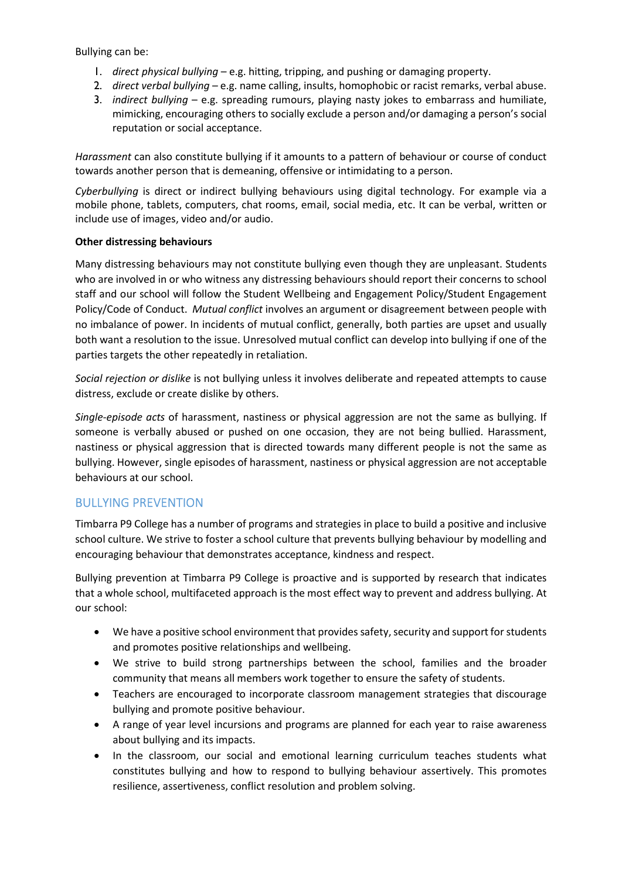Bullying can be:

1. *direct physical bullying* – e.g. hitting, tripping, and pushing or damaging property.
2. *direct verbal bullying* – e.g. name calling, insults, homophobic or racist remarks, verbal abuse.
3. *indirect bullying* – e.g. spreading rumours, playing nasty jokes to embarrass and humiliate, mimicking, encouraging others to socially exclude a person and/or damaging a person's social reputation or social acceptance.

*Harassment* can also constitute bullying if it amounts to a pattern of behaviour or course of conduct towards another person that is demeaning, offensive or intimidating to a person.

*Cyberbullying* is direct or indirect bullying behaviours using digital technology. For example via a mobile phone, tablets, computers, chat rooms, email, social media, etc. It can be verbal, written or include use of images, video and/or audio.

**Other distressing behaviours**

Many distressing behaviours may not constitute bullying even though they are unpleasant. Students who are involved in or who witness any distressing behaviours should report their concerns to school staff and our school will follow the Student Wellbeing and Engagement Policy/Student Engagement Policy/Code of Conduct. *Mutual conflict* involves an argument or disagreement between people with no imbalance of power. In incidents of mutual conflict, generally, both parties are upset and usually both want a resolution to the issue. Unresolved mutual conflict can develop into bullying if one of the parties targets the other repeatedly in retaliation.

*Social rejection or dislike* is not bullying unless it involves deliberate and repeated attempts to cause distress, exclude or create dislike by others.

*Single-episode acts* of harassment, nastiness or physical aggression are not the same as bullying. If someone is verbally abused or pushed on one occasion, they are not being bullied. Harassment, nastiness or physical aggression that is directed towards many different people is not the same as bullying. However, single episodes of harassment, nastiness or physical aggression are not acceptable behaviours at our school.

## BULLYING PREVENTION

Timbarra P9 College has a number of programs and strategies in place to build a positive and inclusive school culture. We strive to foster a school culture that prevents bullying behaviour by modelling and encouraging behaviour that demonstrates acceptance, kindness and respect.

Bullying prevention at Timbarra P9 College is proactive and is supported by research that indicates that a whole school, multifaceted approach is the most effect way to prevent and address bullying. At our school:

- We have a positive school environment that provides safety, security and support for students and promotes positive relationships and wellbeing.
- We strive to build strong partnerships between the school, families and the broader community that means all members work together to ensure the safety of students.
- Teachers are encouraged to incorporate classroom management strategies that discourage bullying and promote positive behaviour.
- A range of year level incursions and programs are planned for each year to raise awareness about bullying and its impacts.
- In the classroom, our social and emotional learning curriculum teaches students what constitutes bullying and how to respond to bullying behaviour assertively. This promotes resilience, assertiveness, conflict resolution and problem solving.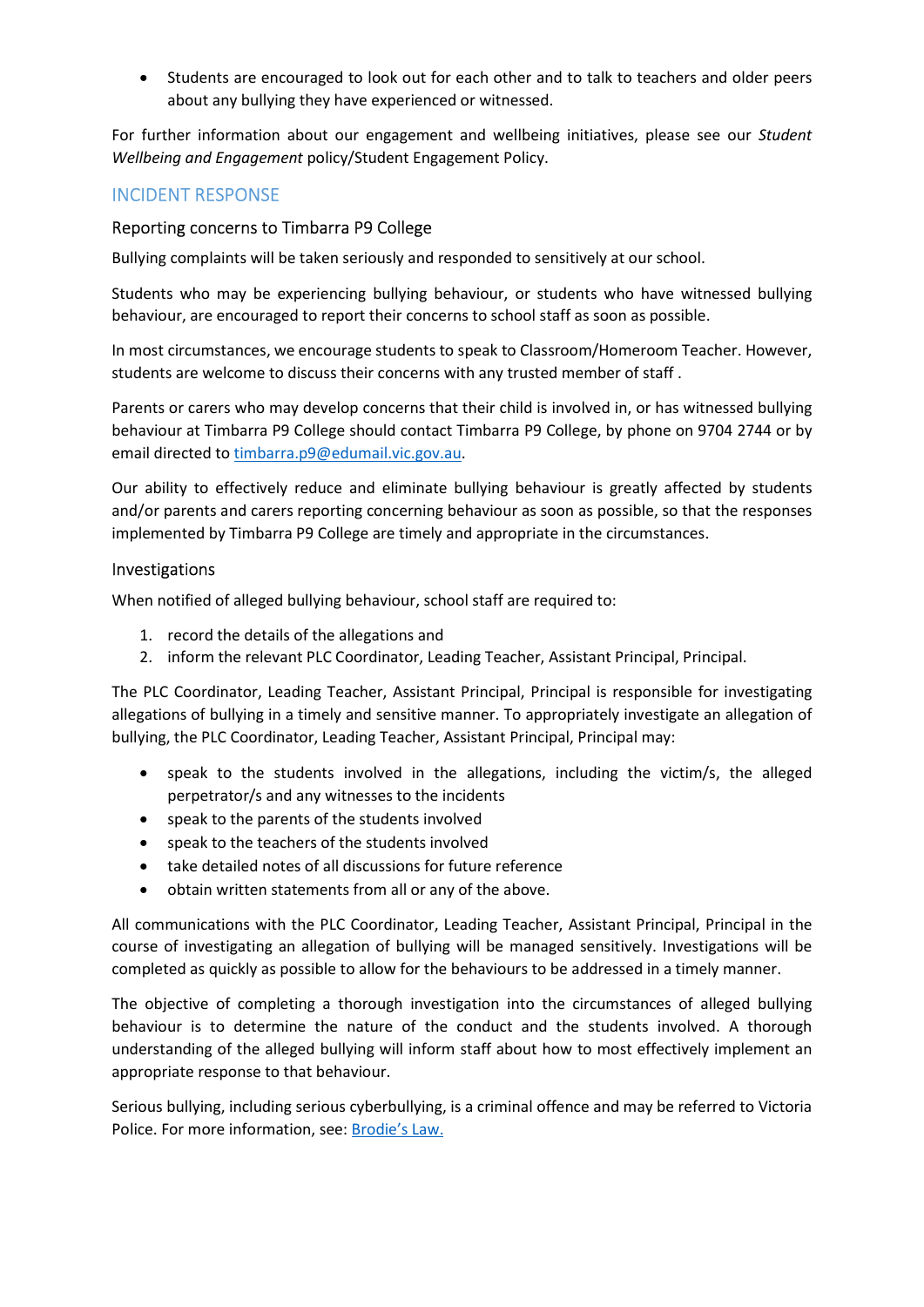- Students are encouraged to look out for each other and to talk to teachers and older peers about any bullying they have experienced or witnessed.

For further information about our engagement and wellbeing initiatives, please see our *Student Wellbeing and Engagement* policy/Student Engagement Policy.

## INCIDENT RESPONSE

### Reporting concerns to Timbarra P9 College

Bullying complaints will be taken seriously and responded to sensitively at our school.

Students who may be experiencing bullying behaviour, or students who have witnessed bullying behaviour, are encouraged to report their concerns to school staff as soon as possible.

In most circumstances, we encourage students to speak to Classroom/Homeroom Teacher. However, students are welcome to discuss their concerns with any trusted member of staff .

Parents or carers who may develop concerns that their child is involved in, or has witnessed bullying behaviour at Timbarra P9 College should contact Timbarra P9 College, by phone on 9704 2744 or by email directed to [timbarra.p9@edumail.vic.gov.au](mailto:timbarra.p9@edumail.vic.gov.au).

Our ability to effectively reduce and eliminate bullying behaviour is greatly affected by students and/or parents and carers reporting concerning behaviour as soon as possible, so that the responses implemented by Timbarra P9 College are timely and appropriate in the circumstances.

### Investigations

When notified of alleged bullying behaviour, school staff are required to:

1. record the details of the allegations and
2. inform the relevant PLC Coordinator, Leading Teacher, Assistant Principal, Principal.

The PLC Coordinator, Leading Teacher, Assistant Principal, Principal is responsible for investigating allegations of bullying in a timely and sensitive manner. To appropriately investigate an allegation of bullying, the PLC Coordinator, Leading Teacher, Assistant Principal, Principal may:

- speak to the students involved in the allegations, including the victim/s, the alleged perpetrator/s and any witnesses to the incidents
- speak to the parents of the students involved
- speak to the teachers of the students involved
- take detailed notes of all discussions for future reference
- obtain written statements from all or any of the above.

All communications with the PLC Coordinator, Leading Teacher, Assistant Principal, Principal in the course of investigating an allegation of bullying will be managed sensitively. Investigations will be completed as quickly as possible to allow for the behaviours to be addressed in a timely manner.

The objective of completing a thorough investigation into the circumstances of alleged bullying behaviour is to determine the nature of the conduct and the students involved. A thorough understanding of the alleged bullying will inform staff about how to most effectively implement an appropriate response to that behaviour.

Serious bullying, including serious cyberbullying, is a criminal offence and may be referred to Victoria Police. For more information, see: Brodie's Law.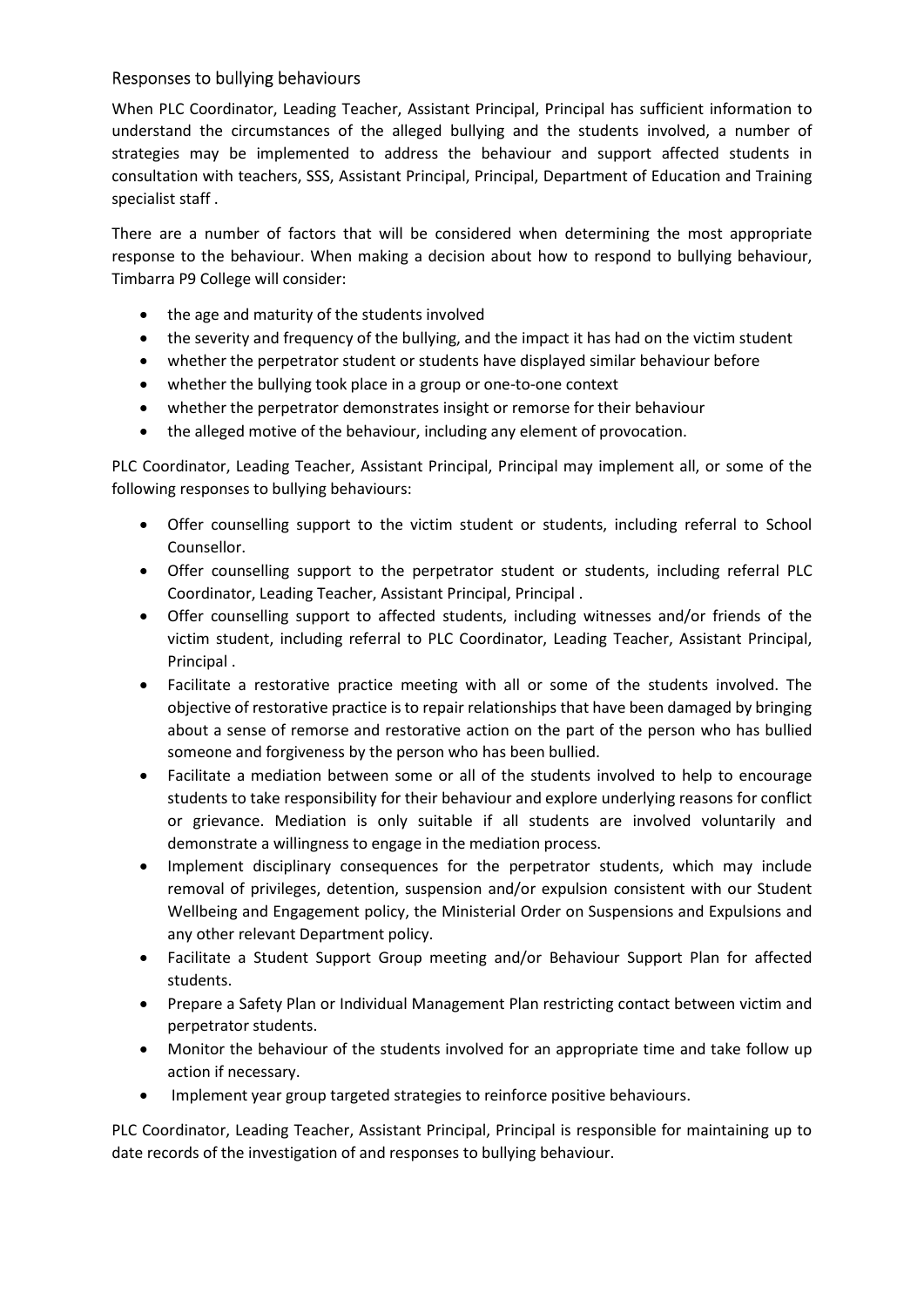## Responses to bullying behaviours

When PLC Coordinator, Leading Teacher, Assistant Principal, Principal has sufficient information to understand the circumstances of the alleged bullying and the students involved, a number of strategies may be implemented to address the behaviour and support affected students in consultation with teachers, SSS, Assistant Principal, Principal, Department of Education and Training specialist staff .

There are a number of factors that will be considered when determining the most appropriate response to the behaviour. When making a decision about how to respond to bullying behaviour, Timbarra P9 College will consider:

- the age and maturity of the students involved
- the severity and frequency of the bullying, and the impact it has had on the victim student
- whether the perpetrator student or students have displayed similar behaviour before
- whether the bullying took place in a group or one-to-one context
- whether the perpetrator demonstrates insight or remorse for their behaviour
- the alleged motive of the behaviour, including any element of provocation.

PLC Coordinator, Leading Teacher, Assistant Principal, Principal may implement all, or some of the following responses to bullying behaviours:

- Offer counselling support to the victim student or students, including referral to School Counsellor.
- Offer counselling support to the perpetrator student or students, including referral PLC Coordinator, Leading Teacher, Assistant Principal, Principal .
- Offer counselling support to affected students, including witnesses and/or friends of the victim student, including referral to PLC Coordinator, Leading Teacher, Assistant Principal, Principal .
- Facilitate a restorative practice meeting with all or some of the students involved. The objective of restorative practice is to repair relationships that have been damaged by bringing about a sense of remorse and restorative action on the part of the person who has bullied someone and forgiveness by the person who has been bullied.
- Facilitate a mediation between some or all of the students involved to help to encourage students to take responsibility for their behaviour and explore underlying reasons for conflict or grievance. Mediation is only suitable if all students are involved voluntarily and demonstrate a willingness to engage in the mediation process.
- Implement disciplinary consequences for the perpetrator students, which may include removal of privileges, detention, suspension and/or expulsion consistent with our Student Wellbeing and Engagement policy, the Ministerial Order on Suspensions and Expulsions and any other relevant Department policy.
- Facilitate a Student Support Group meeting and/or Behaviour Support Plan for affected students.
- Prepare a Safety Plan or Individual Management Plan restricting contact between victim and perpetrator students.
- Monitor the behaviour of the students involved for an appropriate time and take follow up action if necessary.
- Implement year group targeted strategies to reinforce positive behaviours.

PLC Coordinator, Leading Teacher, Assistant Principal, Principal is responsible for maintaining up to date records of the investigation of and responses to bullying behaviour.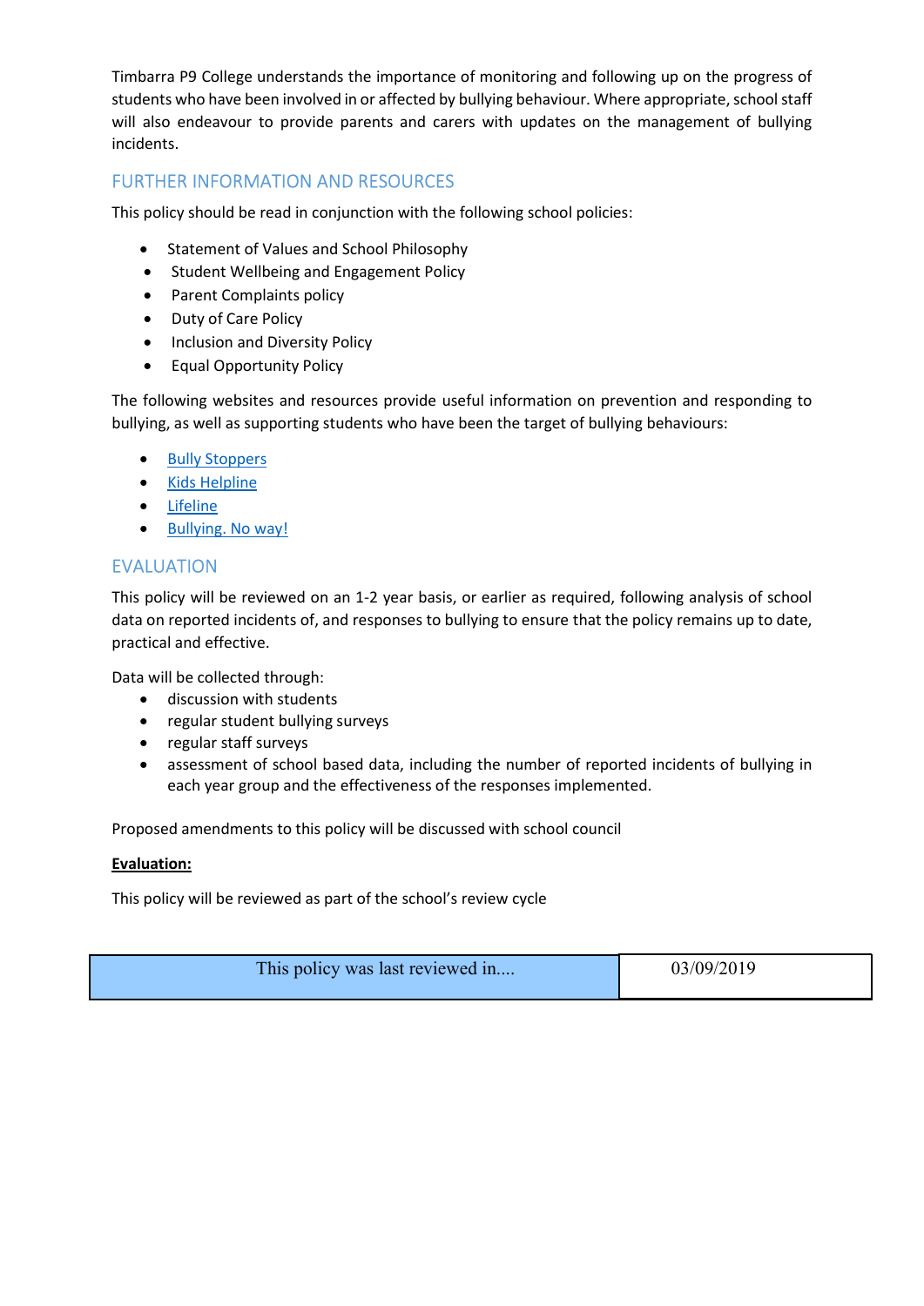Timbarra P9 College understands the importance of monitoring and following up on the progress of students who have been involved in or affected by bullying behaviour. Where appropriate, school staff will also endeavour to provide parents and carers with updates on the management of bullying incidents.

## FURTHER INFORMATION AND RESOURCES

This policy should be read in conjunction with the following school policies:

- Statement of Values and School Philosophy
- Student Wellbeing and Engagement Policy
- Parent Complaints policy
- Duty of Care Policy
- Inclusion and Diversity Policy
- Equal Opportunity Policy

The following websites and resources provide useful information on prevention and responding to bullying, as well as supporting students who have been the target of bullying behaviours:

- Bully Stoppers
- Kids Helpline
- Lifeline
- Bullying. No way!

## EVALUATION

This policy will be reviewed on an 1-2 year basis, or earlier as required, following analysis of school data on reported incidents of, and responses to bullying to ensure that the policy remains up to date, practical and effective.

Data will be collected through:

- discussion with students
- regular student bullying surveys
- regular staff surveys
- assessment of school based data, including the number of reported incidents of bullying in each year group and the effectiveness of the responses implemented.

Proposed amendments to this policy will be discussed with school council

**Evaluation:**

This policy will be reviewed as part of the school's review cycle

| | |
|---|---|
| This policy was last reviewed in.... | 03/09/2019 |